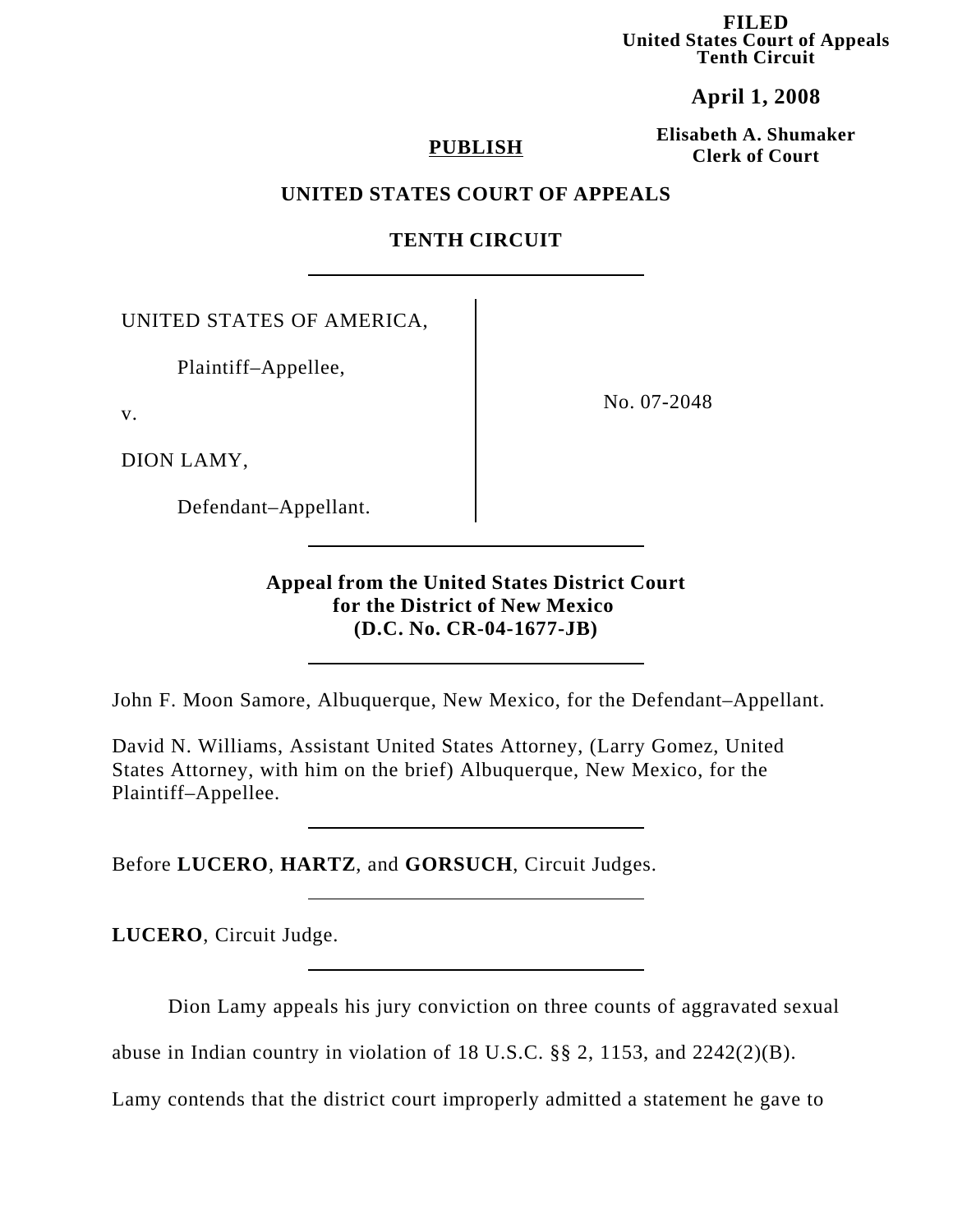**FILED**
**United States Court of Appeals**
**Tenth Circuit**

**April 1, 2008**

**Elisabeth A. Shumaker**
**Clerk of Court**

**PUBLISH**

**UNITED STATES COURT OF APPEALS**

**TENTH CIRCUIT**

---

UNITED STATES OF AMERICA,

Plaintiff–Appellee,

v.

DION LAMY,

Defendant–Appellant.

No. 07-2048

---

**Appeal from the United States District Court for the District of New Mexico (D.C. No. CR-04-1677-JB)**

---

John F. Moon Samore, Albuquerque, New Mexico, for the Defendant–Appellant.

David N. Williams, Assistant United States Attorney, (Larry Gomez, United States Attorney, with him on the brief) Albuquerque, New Mexico, for the Plaintiff–Appellee.

---

Before **LUCERO**, **HARTZ**, and **GORSUCH**, Circuit Judges.

---

**LUCERO**, Circuit Judge.

---

Dion Lamy appeals his jury conviction on three counts of aggravated sexual abuse in Indian country in violation of 18 U.S.C. §§ 2, 1153, and 2242(2)(B). Lamy contends that the district court improperly admitted a statement he gave to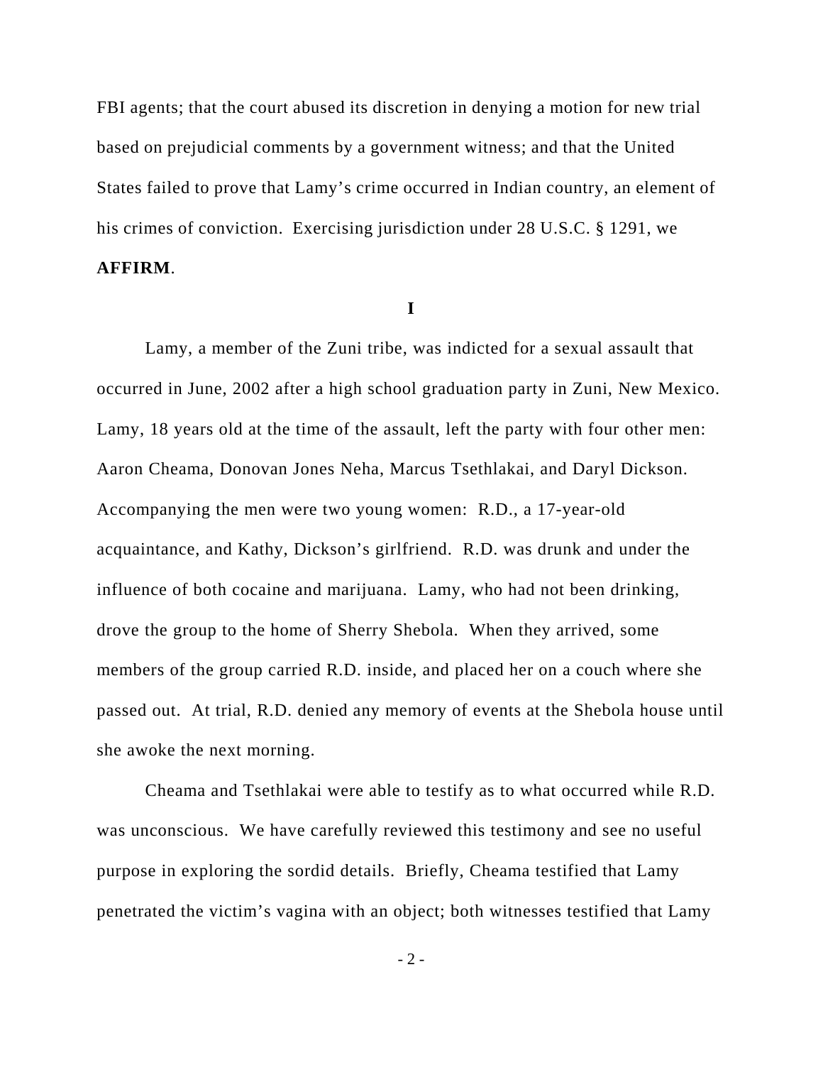FBI agents; that the court abused its discretion in denying a motion for new trial based on prejudicial comments by a government witness; and that the United States failed to prove that Lamy's crime occurred in Indian country, an element of his crimes of conviction. Exercising jurisdiction under 28 U.S.C. § 1291, we **AFFIRM**.

## I

Lamy, a member of the Zuni tribe, was indicted for a sexual assault that occurred in June, 2002 after a high school graduation party in Zuni, New Mexico. Lamy, 18 years old at the time of the assault, left the party with four other men: Aaron Cheama, Donovan Jones Neha, Marcus Tsethlakai, and Daryl Dickson. Accompanying the men were two young women: R.D., a 17-year-old acquaintance, and Kathy, Dickson's girlfriend. R.D. was drunk and under the influence of both cocaine and marijuana. Lamy, who had not been drinking, drove the group to the home of Sherry Shebola. When they arrived, some members of the group carried R.D. inside, and placed her on a couch where she passed out. At trial, R.D. denied any memory of events at the Shebola house until she awoke the next morning.

Cheama and Tsethlakai were able to testify as to what occurred while R.D. was unconscious. We have carefully reviewed this testimony and see no useful purpose in exploring the sordid details. Briefly, Cheama testified that Lamy penetrated the victim's vagina with an object; both witnesses testified that Lamy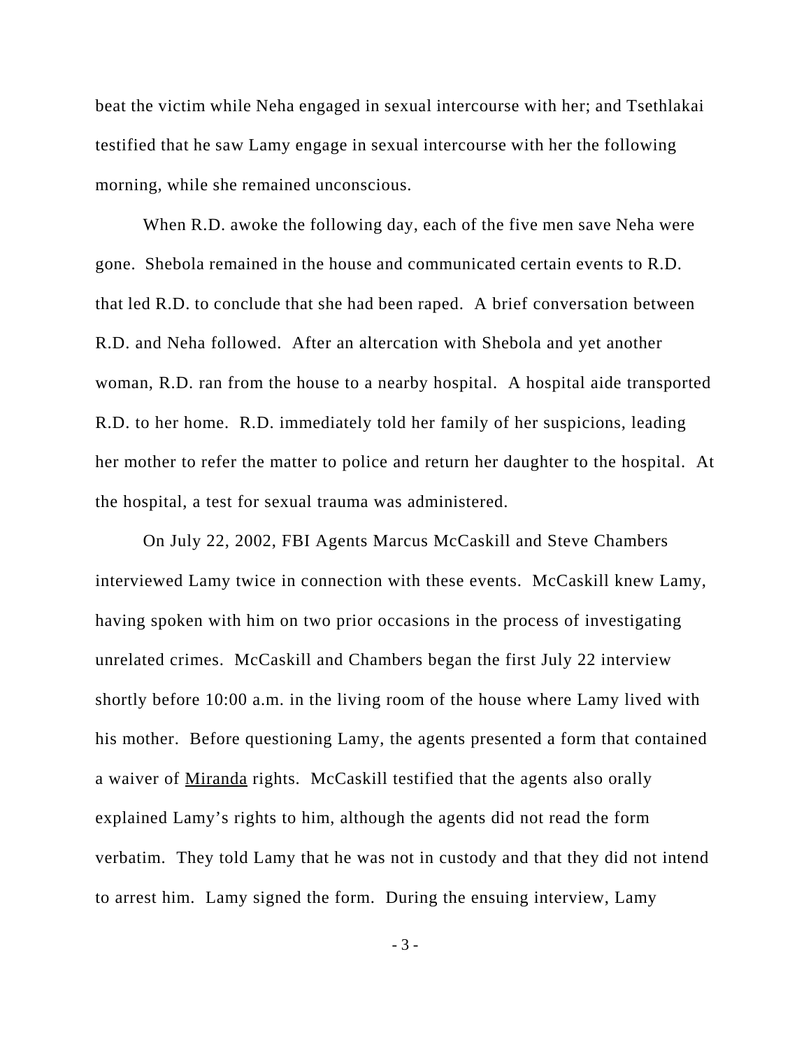beat the victim while Neha engaged in sexual intercourse with her; and Tsethlakai testified that he saw Lamy engage in sexual intercourse with her the following morning, while she remained unconscious.

When R.D. awoke the following day, each of the five men save Neha were gone. Shebola remained in the house and communicated certain events to R.D. that led R.D. to conclude that she had been raped. A brief conversation between R.D. and Neha followed. After an altercation with Shebola and yet another woman, R.D. ran from the house to a nearby hospital. A hospital aide transported R.D. to her home. R.D. immediately told her family of her suspicions, leading her mother to refer the matter to police and return her daughter to the hospital. At the hospital, a test for sexual trauma was administered.

On July 22, 2002, FBI Agents Marcus McCaskill and Steve Chambers interviewed Lamy twice in connection with these events. McCaskill knew Lamy, having spoken with him on two prior occasions in the process of investigating unrelated crimes. McCaskill and Chambers began the first July 22 interview shortly before 10:00 a.m. in the living room of the house where Lamy lived with his mother. Before questioning Lamy, the agents presented a form that contained a waiver of Miranda rights. McCaskill testified that the agents also orally explained Lamy's rights to him, although the agents did not read the form verbatim. They told Lamy that he was not in custody and that they did not intend to arrest him. Lamy signed the form. During the ensuing interview, Lamy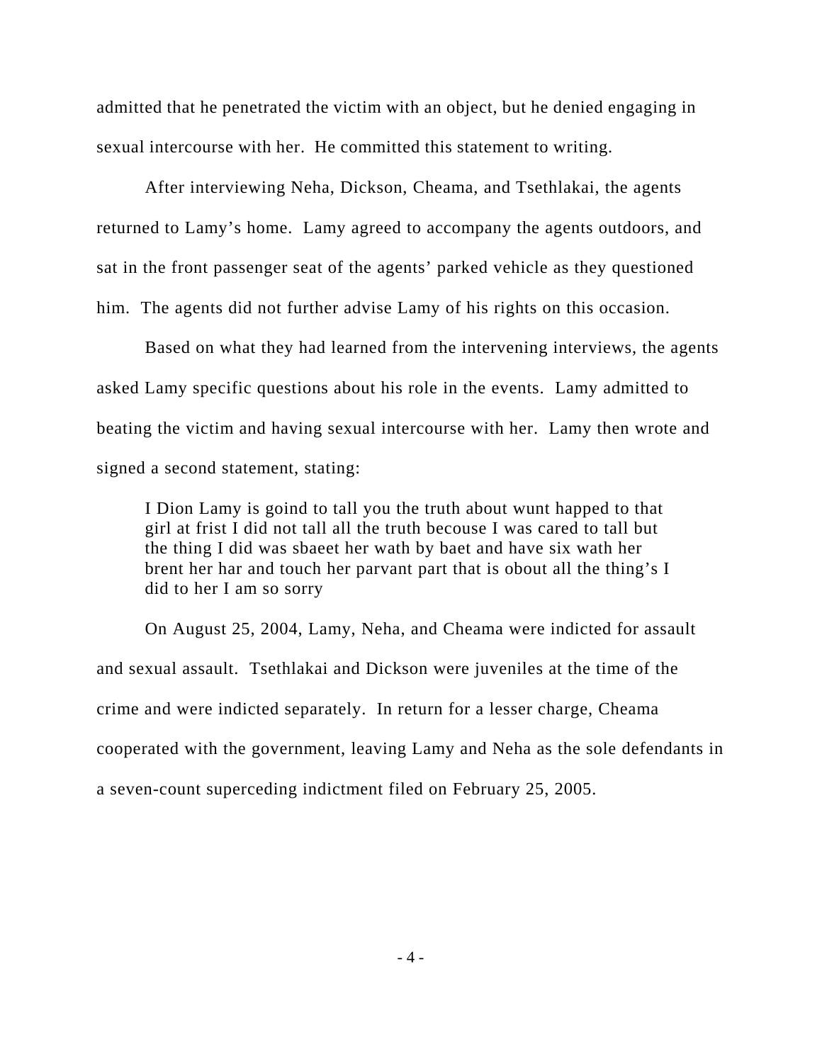admitted that he penetrated the victim with an object, but he denied engaging in sexual intercourse with her. He committed this statement to writing.

After interviewing Neha, Dickson, Cheama, and Tsethlakai, the agents returned to Lamy's home. Lamy agreed to accompany the agents outdoors, and sat in the front passenger seat of the agents' parked vehicle as they questioned him. The agents did not further advise Lamy of his rights on this occasion.

Based on what they had learned from the intervening interviews, the agents asked Lamy specific questions about his role in the events. Lamy admitted to beating the victim and having sexual intercourse with her. Lamy then wrote and signed a second statement, stating:

> I Dion Lamy is goind to tall you the truth about wunt happed to that girl at frist I did not tall all the truth becouse I was cared to tall but the thing I did was sbaeet her wath by baet and have six wath her brent her har and touch her parvant part that is obout all the thing's I did to her I am so sorry

On August 25, 2004, Lamy, Neha, and Cheama were indicted for assault and sexual assault. Tsethlakai and Dickson were juveniles at the time of the crime and were indicted separately. In return for a lesser charge, Cheama cooperated with the government, leaving Lamy and Neha as the sole defendants in a seven-count superceding indictment filed on February 25, 2005.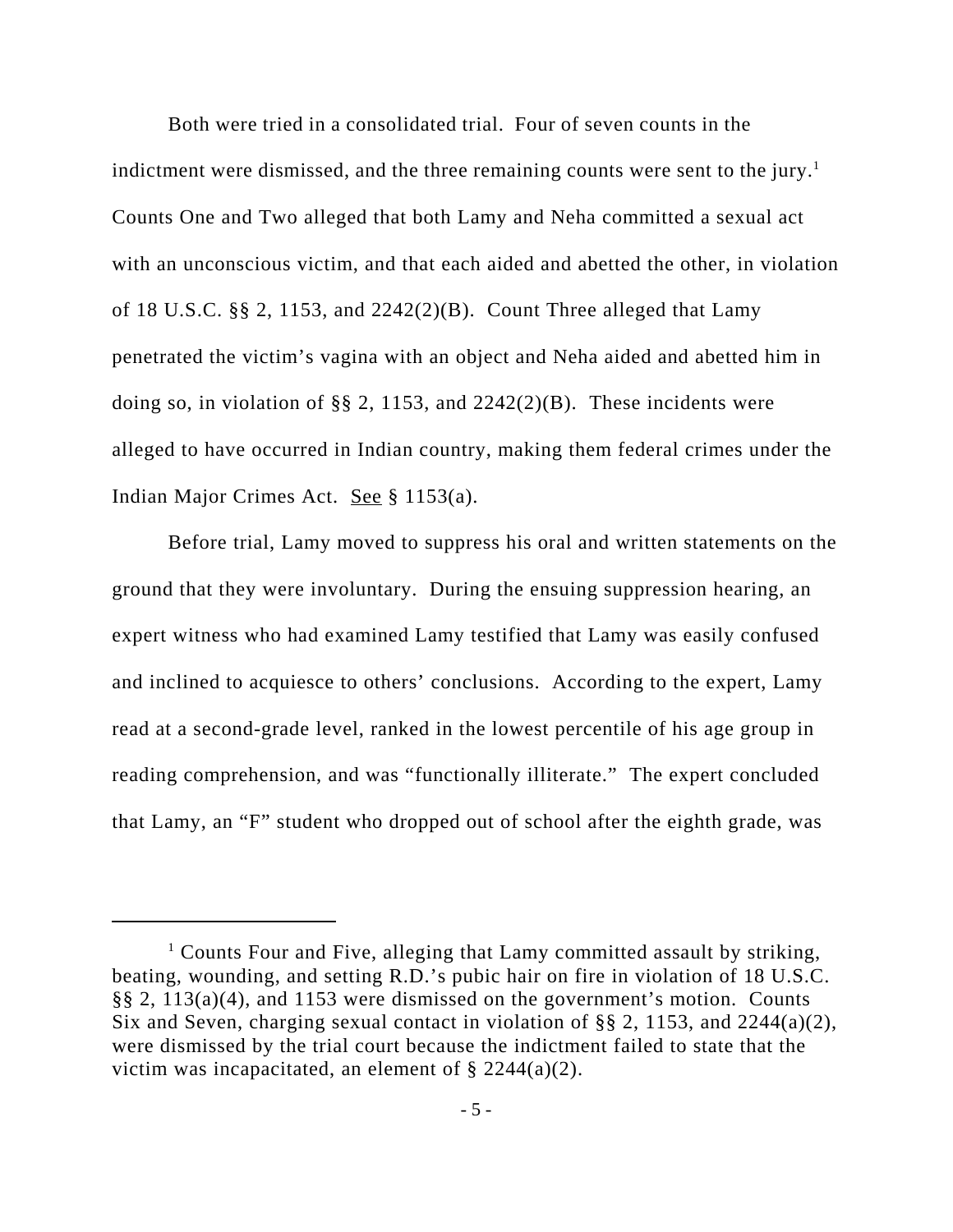Both were tried in a consolidated trial. Four of seven counts in the indictment were dismissed, and the three remaining counts were sent to the jury.[1] Counts One and Two alleged that both Lamy and Neha committed a sexual act with an unconscious victim, and that each aided and abetted the other, in violation of 18 U.S.C. §§ 2, 1153, and 2242(2)(B). Count Three alleged that Lamy penetrated the victim's vagina with an object and Neha aided and abetted him in doing so, in violation of §§ 2, 1153, and 2242(2)(B). These incidents were alleged to have occurred in Indian country, making them federal crimes under the Indian Major Crimes Act. See § 1153(a).

Before trial, Lamy moved to suppress his oral and written statements on the ground that they were involuntary. During the ensuing suppression hearing, an expert witness who had examined Lamy testified that Lamy was easily confused and inclined to acquiesce to others' conclusions. According to the expert, Lamy read at a second-grade level, ranked in the lowest percentile of his age group in reading comprehension, and was "functionally illiterate." The expert concluded that Lamy, an "F" student who dropped out of school after the eighth grade, was

[1] Counts Four and Five, alleging that Lamy committed assault by striking, beating, wounding, and setting R.D.'s pubic hair on fire in violation of 18 U.S.C. §§ 2, 113(a)(4), and 1153 were dismissed on the government's motion. Counts Six and Seven, charging sexual contact in violation of §§ 2, 1153, and 2244(a)(2), were dismissed by the trial court because the indictment failed to state that the victim was incapacitated, an element of § 2244(a)(2).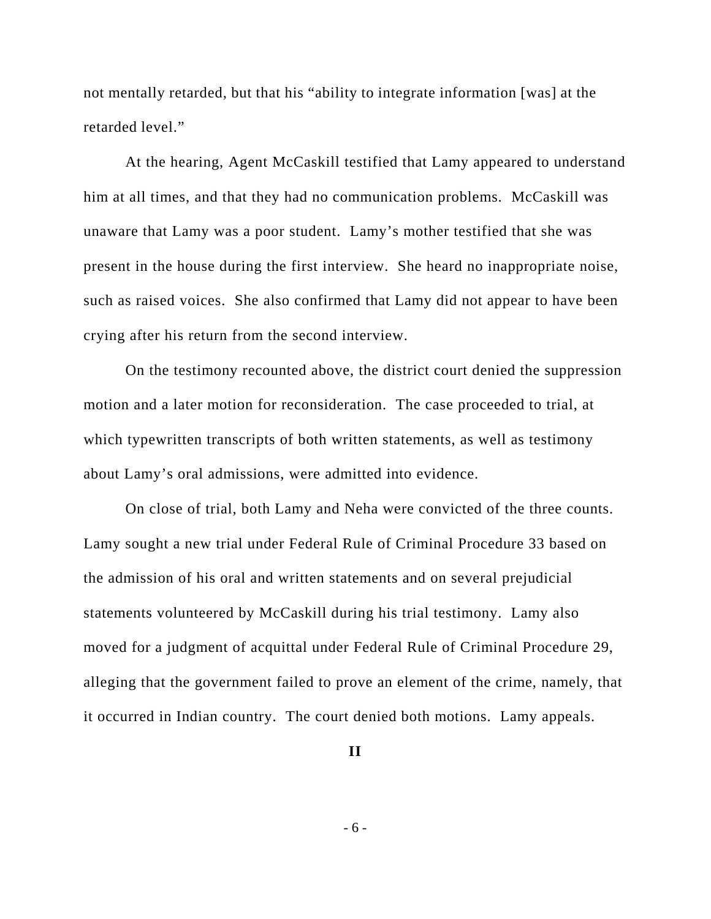not mentally retarded, but that his "ability to integrate information [was] at the retarded level."

At the hearing, Agent McCaskill testified that Lamy appeared to understand him at all times, and that they had no communication problems. McCaskill was unaware that Lamy was a poor student. Lamy's mother testified that she was present in the house during the first interview. She heard no inappropriate noise, such as raised voices. She also confirmed that Lamy did not appear to have been crying after his return from the second interview.

On the testimony recounted above, the district court denied the suppression motion and a later motion for reconsideration. The case proceeded to trial, at which typewritten transcripts of both written statements, as well as testimony about Lamy's oral admissions, were admitted into evidence.

On close of trial, both Lamy and Neha were convicted of the three counts. Lamy sought a new trial under Federal Rule of Criminal Procedure 33 based on the admission of his oral and written statements and on several prejudicial statements volunteered by McCaskill during his trial testimony. Lamy also moved for a judgment of acquittal under Federal Rule of Criminal Procedure 29, alleging that the government failed to prove an element of the crime, namely, that it occurred in Indian country. The court denied both motions. Lamy appeals.

## II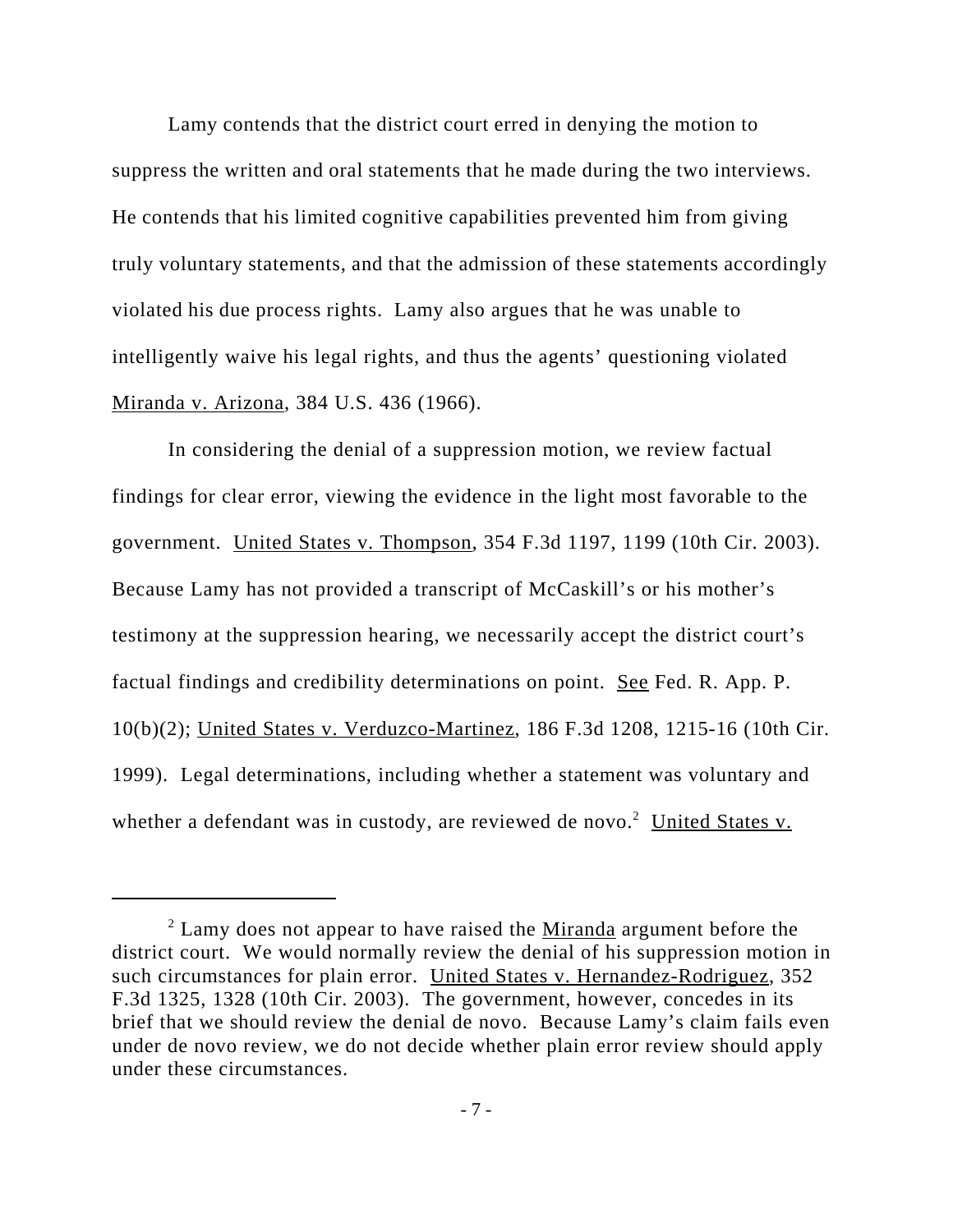Lamy contends that the district court erred in denying the motion to suppress the written and oral statements that he made during the two interviews. He contends that his limited cognitive capabilities prevented him from giving truly voluntary statements, and that the admission of these statements accordingly violated his due process rights. Lamy also argues that he was unable to intelligently waive his legal rights, and thus the agents' questioning violated Miranda v. Arizona, 384 U.S. 436 (1966).

In considering the denial of a suppression motion, we review factual findings for clear error, viewing the evidence in the light most favorable to the government. United States v. Thompson, 354 F.3d 1197, 1199 (10th Cir. 2003). Because Lamy has not provided a transcript of McCaskill's or his mother's testimony at the suppression hearing, we necessarily accept the district court's factual findings and credibility determinations on point. See Fed. R. App. P. 10(b)(2); United States v. Verduzco-Martinez, 186 F.3d 1208, 1215-16 (10th Cir. 1999). Legal determinations, including whether a statement was voluntary and whether a defendant was in custody, are reviewed de novo.[2] United States v.

[2] Lamy does not appear to have raised the Miranda argument before the district court. We would normally review the denial of his suppression motion in such circumstances for plain error. United States v. Hernandez-Rodriguez, 352 F.3d 1325, 1328 (10th Cir. 2003). The government, however, concedes in its brief that we should review the denial de novo. Because Lamy's claim fails even under de novo review, we do not decide whether plain error review should apply under these circumstances.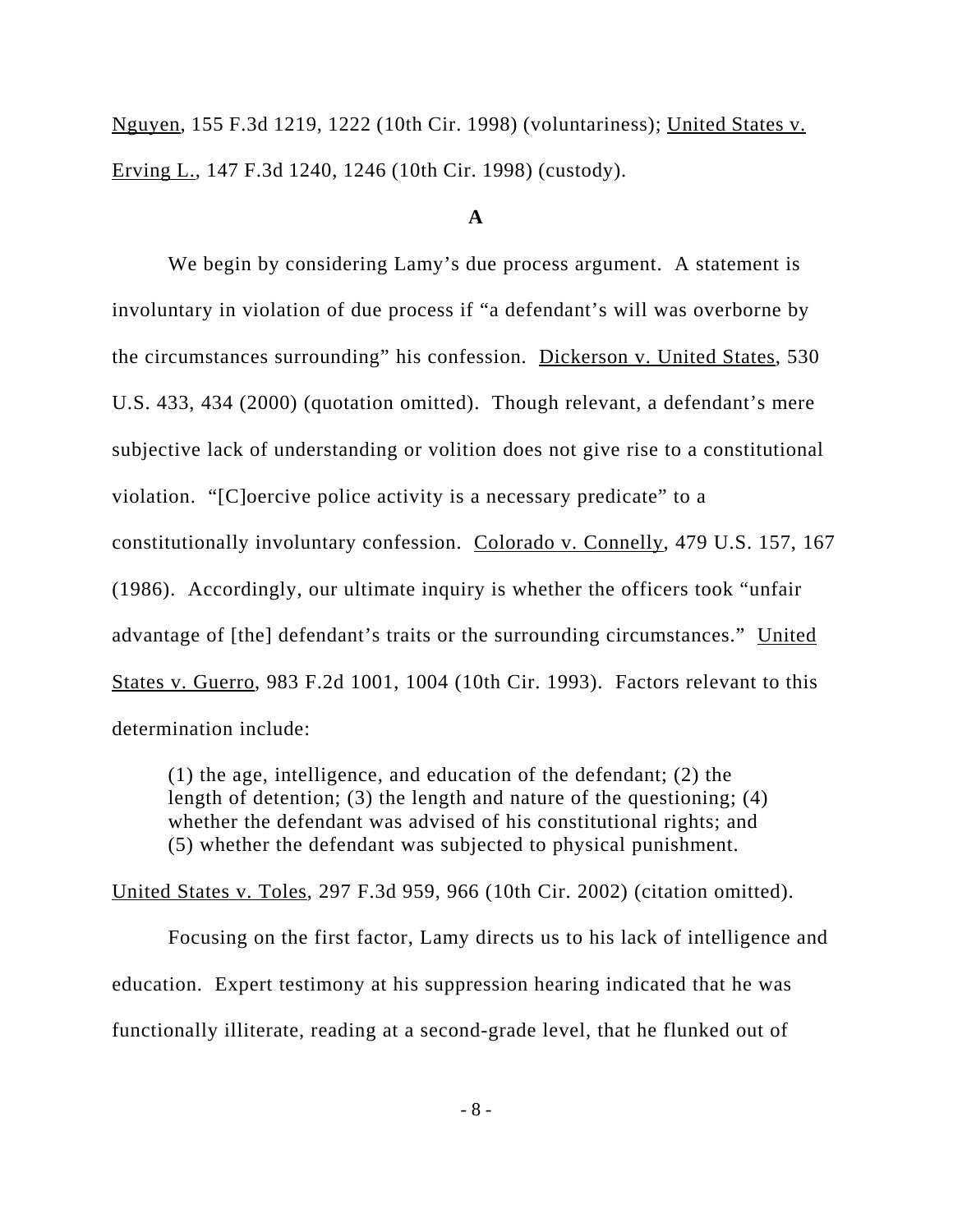Nguyen, 155 F.3d 1219, 1222 (10th Cir. 1998) (voluntariness); United States v. Erving L., 147 F.3d 1240, 1246 (10th Cir. 1998) (custody).

### A

We begin by considering Lamy's due process argument. A statement is involuntary in violation of due process if "a defendant's will was overborne by the circumstances surrounding" his confession. Dickerson v. United States, 530 U.S. 433, 434 (2000) (quotation omitted). Though relevant, a defendant's mere subjective lack of understanding or volition does not give rise to a constitutional violation. "[C]oercive police activity is a necessary predicate" to a constitutionally involuntary confession. Colorado v. Connelly, 479 U.S. 157, 167 (1986). Accordingly, our ultimate inquiry is whether the officers took "unfair advantage of [the] defendant's traits or the surrounding circumstances." United States v. Guerro, 983 F.2d 1001, 1004 (10th Cir. 1993). Factors relevant to this determination include:

> (1) the age, intelligence, and education of the defendant; (2) the length of detention; (3) the length and nature of the questioning; (4) whether the defendant was advised of his constitutional rights; and (5) whether the defendant was subjected to physical punishment.

United States v. Toles, 297 F.3d 959, 966 (10th Cir. 2002) (citation omitted).

Focusing on the first factor, Lamy directs us to his lack of intelligence and education. Expert testimony at his suppression hearing indicated that he was functionally illiterate, reading at a second-grade level, that he flunked out of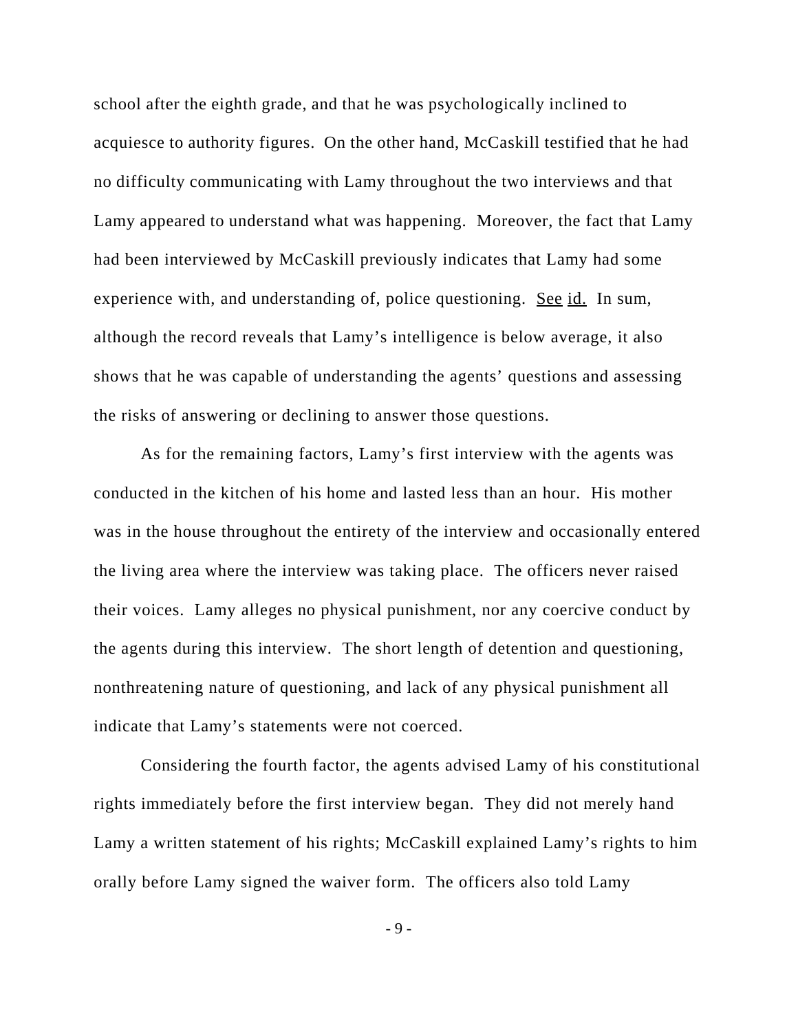school after the eighth grade, and that he was psychologically inclined to acquiesce to authority figures. On the other hand, McCaskill testified that he had no difficulty communicating with Lamy throughout the two interviews and that Lamy appeared to understand what was happening. Moreover, the fact that Lamy had been interviewed by McCaskill previously indicates that Lamy had some experience with, and understanding of, police questioning. See id. In sum, although the record reveals that Lamy's intelligence is below average, it also shows that he was capable of understanding the agents' questions and assessing the risks of answering or declining to answer those questions.

As for the remaining factors, Lamy's first interview with the agents was conducted in the kitchen of his home and lasted less than an hour. His mother was in the house throughout the entirety of the interview and occasionally entered the living area where the interview was taking place. The officers never raised their voices. Lamy alleges no physical punishment, nor any coercive conduct by the agents during this interview. The short length of detention and questioning, nonthreatening nature of questioning, and lack of any physical punishment all indicate that Lamy's statements were not coerced.

Considering the fourth factor, the agents advised Lamy of his constitutional rights immediately before the first interview began. They did not merely hand Lamy a written statement of his rights; McCaskill explained Lamy's rights to him orally before Lamy signed the waiver form. The officers also told Lamy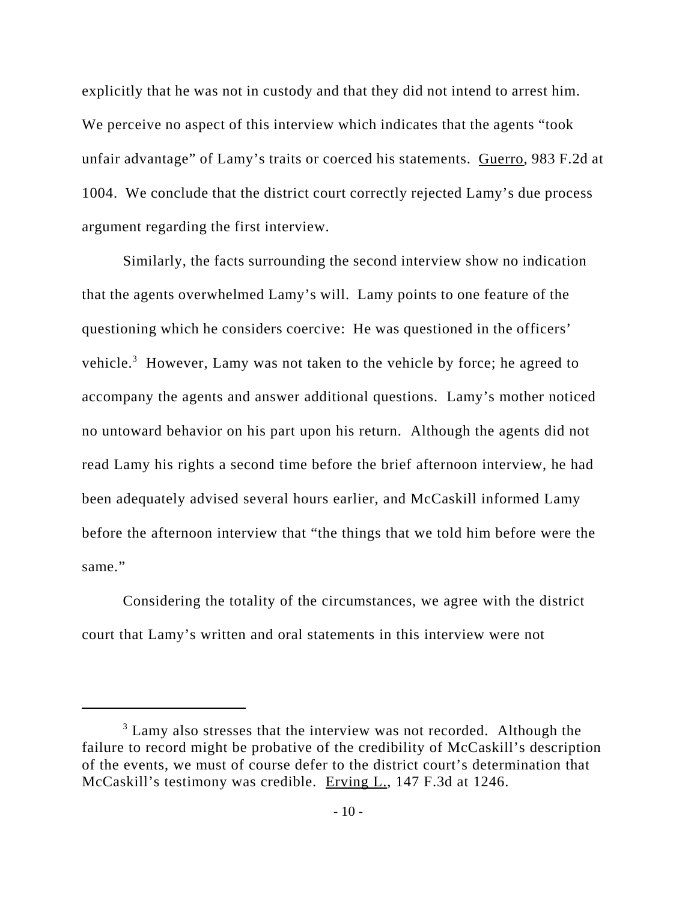explicitly that he was not in custody and that they did not intend to arrest him. We perceive no aspect of this interview which indicates that the agents "took unfair advantage" of Lamy's traits or coerced his statements. Guerro, 983 F.2d at 1004. We conclude that the district court correctly rejected Lamy's due process argument regarding the first interview.

Similarly, the facts surrounding the second interview show no indication that the agents overwhelmed Lamy's will. Lamy points to one feature of the questioning which he considers coercive: He was questioned in the officers' vehicle.[3] However, Lamy was not taken to the vehicle by force; he agreed to accompany the agents and answer additional questions. Lamy's mother noticed no untoward behavior on his part upon his return. Although the agents did not read Lamy his rights a second time before the brief afternoon interview, he had been adequately advised several hours earlier, and McCaskill informed Lamy before the afternoon interview that "the things that we told him before were the same."

Considering the totality of the circumstances, we agree with the district court that Lamy's written and oral statements in this interview were not

---

[3] Lamy also stresses that the interview was not recorded. Although the failure to record might be probative of the credibility of McCaskill's description of the events, we must of course defer to the district court's determination that McCaskill's testimony was credible. Erving L., 147 F.3d at 1246.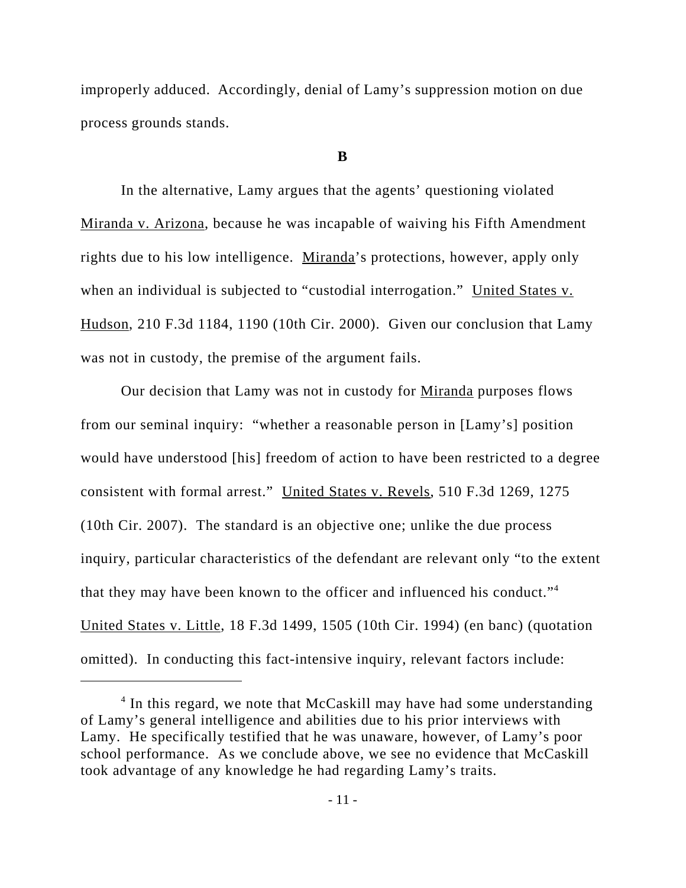improperly adduced. Accordingly, denial of Lamy's suppression motion on due process grounds stands.

**B**

In the alternative, Lamy argues that the agents' questioning violated Miranda v. Arizona, because he was incapable of waiving his Fifth Amendment rights due to his low intelligence. Miranda's protections, however, apply only when an individual is subjected to "custodial interrogation." United States v. Hudson, 210 F.3d 1184, 1190 (10th Cir. 2000). Given our conclusion that Lamy was not in custody, the premise of the argument fails.

Our decision that Lamy was not in custody for Miranda purposes flows from our seminal inquiry: "whether a reasonable person in [Lamy's] position would have understood [his] freedom of action to have been restricted to a degree consistent with formal arrest." United States v. Revels, 510 F.3d 1269, 1275 (10th Cir. 2007). The standard is an objective one; unlike the due process inquiry, particular characteristics of the defendant are relevant only "to the extent that they may have been known to the officer and influenced his conduct."[4] United States v. Little, 18 F.3d 1499, 1505 (10th Cir. 1994) (en banc) (quotation omitted). In conducting this fact-intensive inquiry, relevant factors include:

[4] In this regard, we note that McCaskill may have had some understanding of Lamy's general intelligence and abilities due to his prior interviews with Lamy. He specifically testified that he was unaware, however, of Lamy's poor school performance. As we conclude above, we see no evidence that McCaskill took advantage of any knowledge he had regarding Lamy's traits.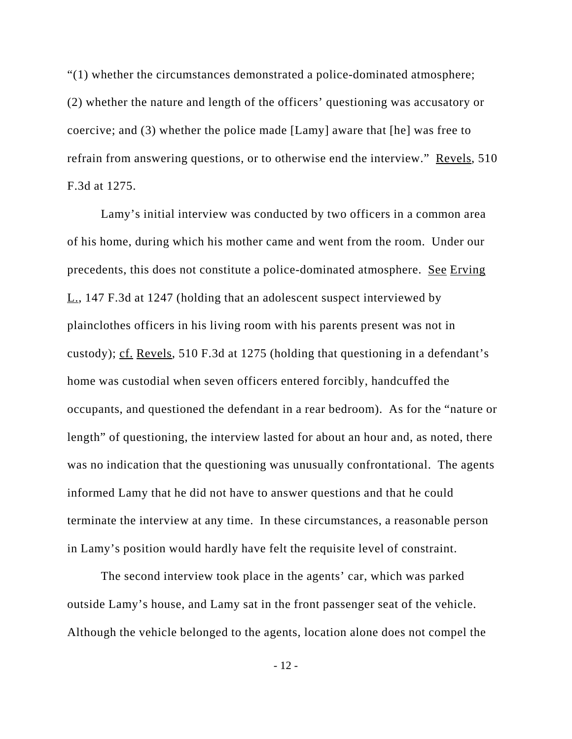"(1) whether the circumstances demonstrated a police-dominated atmosphere; (2) whether the nature and length of the officers' questioning was accusatory or coercive; and (3) whether the police made [Lamy] aware that [he] was free to refrain from answering questions, or to otherwise end the interview." Revels, 510 F.3d at 1275.

Lamy's initial interview was conducted by two officers in a common area of his home, during which his mother came and went from the room. Under our precedents, this does not constitute a police-dominated atmosphere. See Erving L., 147 F.3d at 1247 (holding that an adolescent suspect interviewed by plainclothes officers in his living room with his parents present was not in custody); cf. Revels, 510 F.3d at 1275 (holding that questioning in a defendant's home was custodial when seven officers entered forcibly, handcuffed the occupants, and questioned the defendant in a rear bedroom). As for the "nature or length" of questioning, the interview lasted for about an hour and, as noted, there was no indication that the questioning was unusually confrontational. The agents informed Lamy that he did not have to answer questions and that he could terminate the interview at any time. In these circumstances, a reasonable person in Lamy's position would hardly have felt the requisite level of constraint.

The second interview took place in the agents' car, which was parked outside Lamy's house, and Lamy sat in the front passenger seat of the vehicle. Although the vehicle belonged to the agents, location alone does not compel the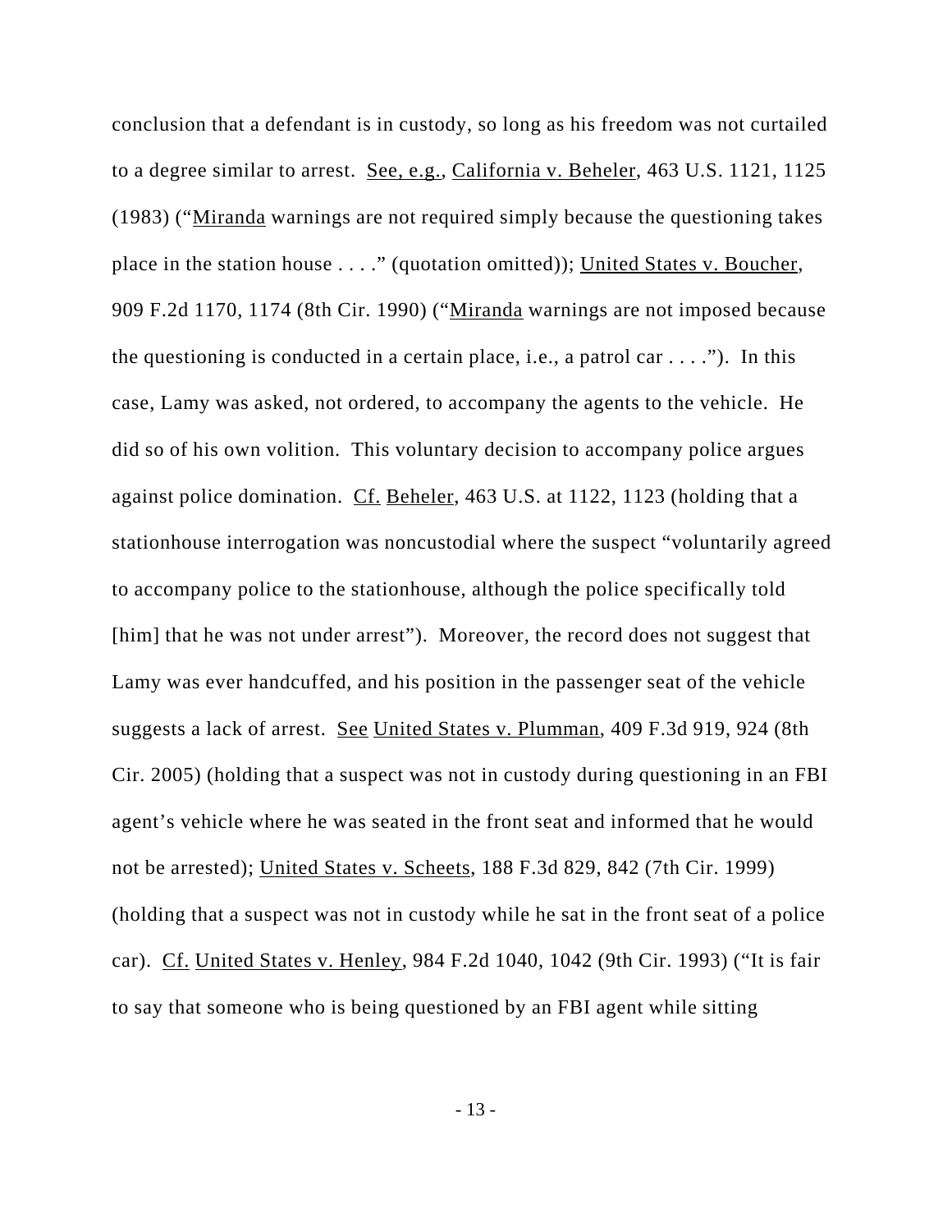conclusion that a defendant is in custody, so long as his freedom was not curtailed to a degree similar to arrest. See, e.g., California v. Beheler, 463 U.S. 1121, 1125 (1983) ("Miranda warnings are not required simply because the questioning takes place in the station house . . . ." (quotation omitted)); United States v. Boucher, 909 F.2d 1170, 1174 (8th Cir. 1990) ("Miranda warnings are not imposed because the questioning is conducted in a certain place, i.e., a patrol car . . . ."). In this case, Lamy was asked, not ordered, to accompany the agents to the vehicle. He did so of his own volition. This voluntary decision to accompany police argues against police domination. Cf. Beheler, 463 U.S. at 1122, 1123 (holding that a stationhouse interrogation was noncustodial where the suspect "voluntarily agreed to accompany police to the stationhouse, although the police specifically told [him] that he was not under arrest"). Moreover, the record does not suggest that Lamy was ever handcuffed, and his position in the passenger seat of the vehicle suggests a lack of arrest. See United States v. Plumman, 409 F.3d 919, 924 (8th Cir. 2005) (holding that a suspect was not in custody during questioning in an FBI agent's vehicle where he was seated in the front seat and informed that he would not be arrested); United States v. Scheets, 188 F.3d 829, 842 (7th Cir. 1999) (holding that a suspect was not in custody while he sat in the front seat of a police car). Cf. United States v. Henley, 984 F.2d 1040, 1042 (9th Cir. 1993) ("It is fair to say that someone who is being questioned by an FBI agent while sitting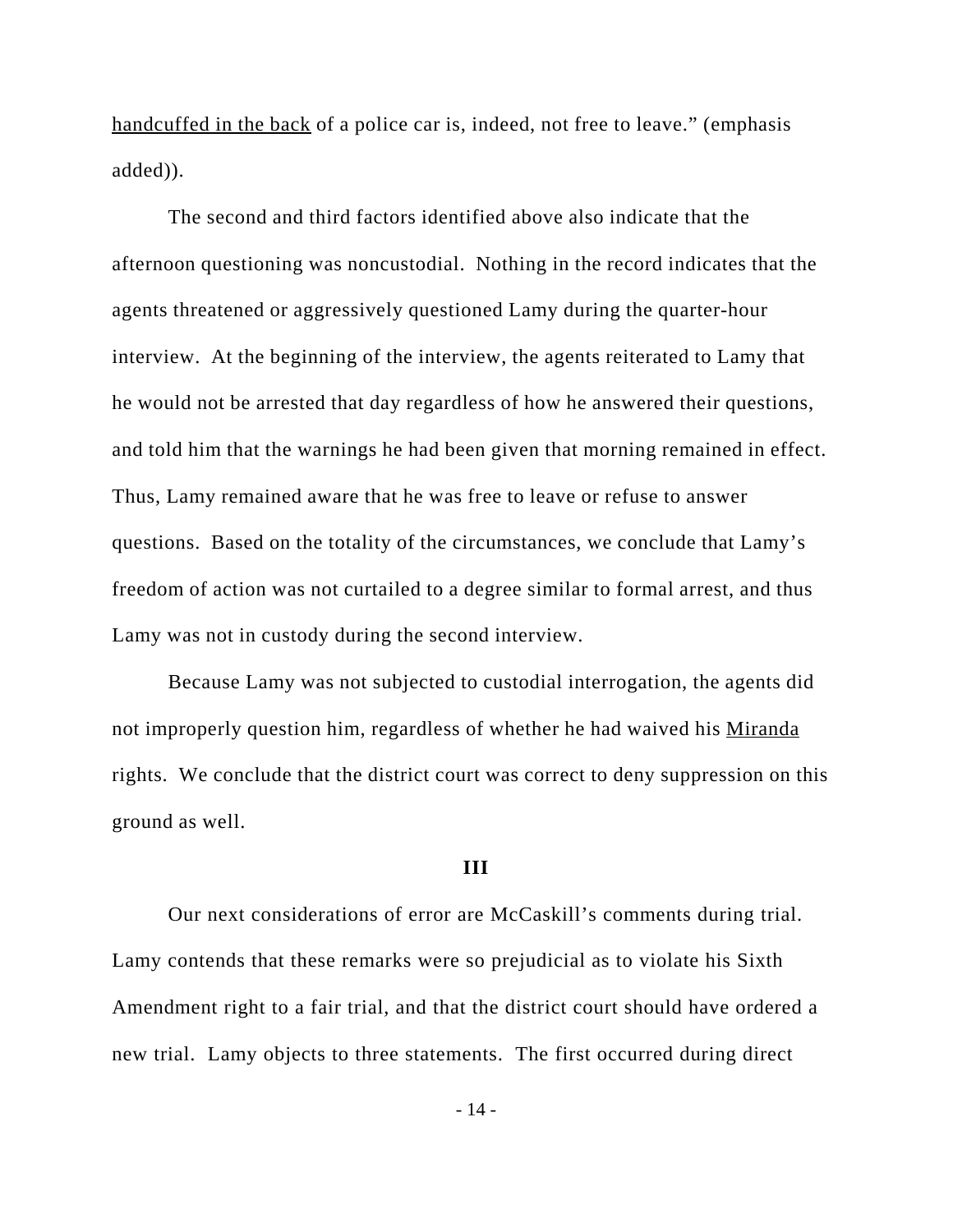handcuffed in the back of a police car is, indeed, not free to leave." (emphasis added)).

The second and third factors identified above also indicate that the afternoon questioning was noncustodial. Nothing in the record indicates that the agents threatened or aggressively questioned Lamy during the quarter-hour interview. At the beginning of the interview, the agents reiterated to Lamy that he would not be arrested that day regardless of how he answered their questions, and told him that the warnings he had been given that morning remained in effect. Thus, Lamy remained aware that he was free to leave or refuse to answer questions. Based on the totality of the circumstances, we conclude that Lamy's freedom of action was not curtailed to a degree similar to formal arrest, and thus Lamy was not in custody during the second interview.

Because Lamy was not subjected to custodial interrogation, the agents did not improperly question him, regardless of whether he had waived his Miranda rights. We conclude that the district court was correct to deny suppression on this ground as well.

**III**

Our next considerations of error are McCaskill's comments during trial. Lamy contends that these remarks were so prejudicial as to violate his Sixth Amendment right to a fair trial, and that the district court should have ordered a new trial. Lamy objects to three statements. The first occurred during direct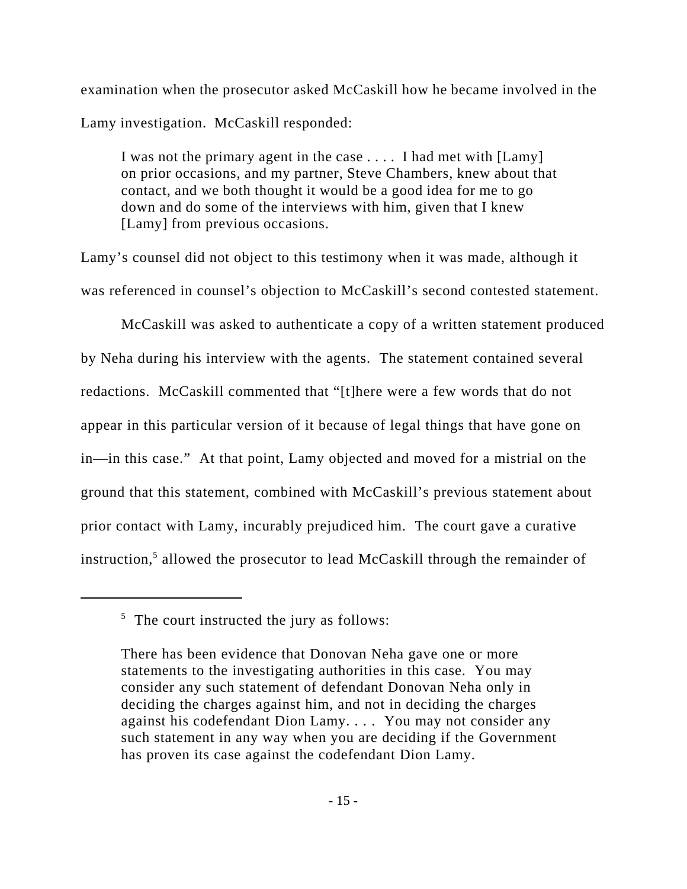examination when the prosecutor asked McCaskill how he became involved in the Lamy investigation. McCaskill responded:

> I was not the primary agent in the case . . . . I had met with [Lamy] on prior occasions, and my partner, Steve Chambers, knew about that contact, and we both thought it would be a good idea for me to go down and do some of the interviews with him, given that I knew [Lamy] from previous occasions.

Lamy's counsel did not object to this testimony when it was made, although it was referenced in counsel's objection to McCaskill's second contested statement.

McCaskill was asked to authenticate a copy of a written statement produced by Neha during his interview with the agents. The statement contained several redactions. McCaskill commented that "[t]here were a few words that do not appear in this particular version of it because of legal things that have gone on in—in this case." At that point, Lamy objected and moved for a mistrial on the ground that this statement, combined with McCaskill's previous statement about prior contact with Lamy, incurably prejudiced him. The court gave a curative instruction,[5] allowed the prosecutor to lead McCaskill through the remainder of

---

[5] The court instructed the jury as follows:

> There has been evidence that Donovan Neha gave one or more statements to the investigating authorities in this case. You may consider any such statement of defendant Donovan Neha only in deciding the charges against him, and not in deciding the charges against his codefendant Dion Lamy. . . . You may not consider any such statement in any way when you are deciding if the Government has proven its case against the codefendant Dion Lamy.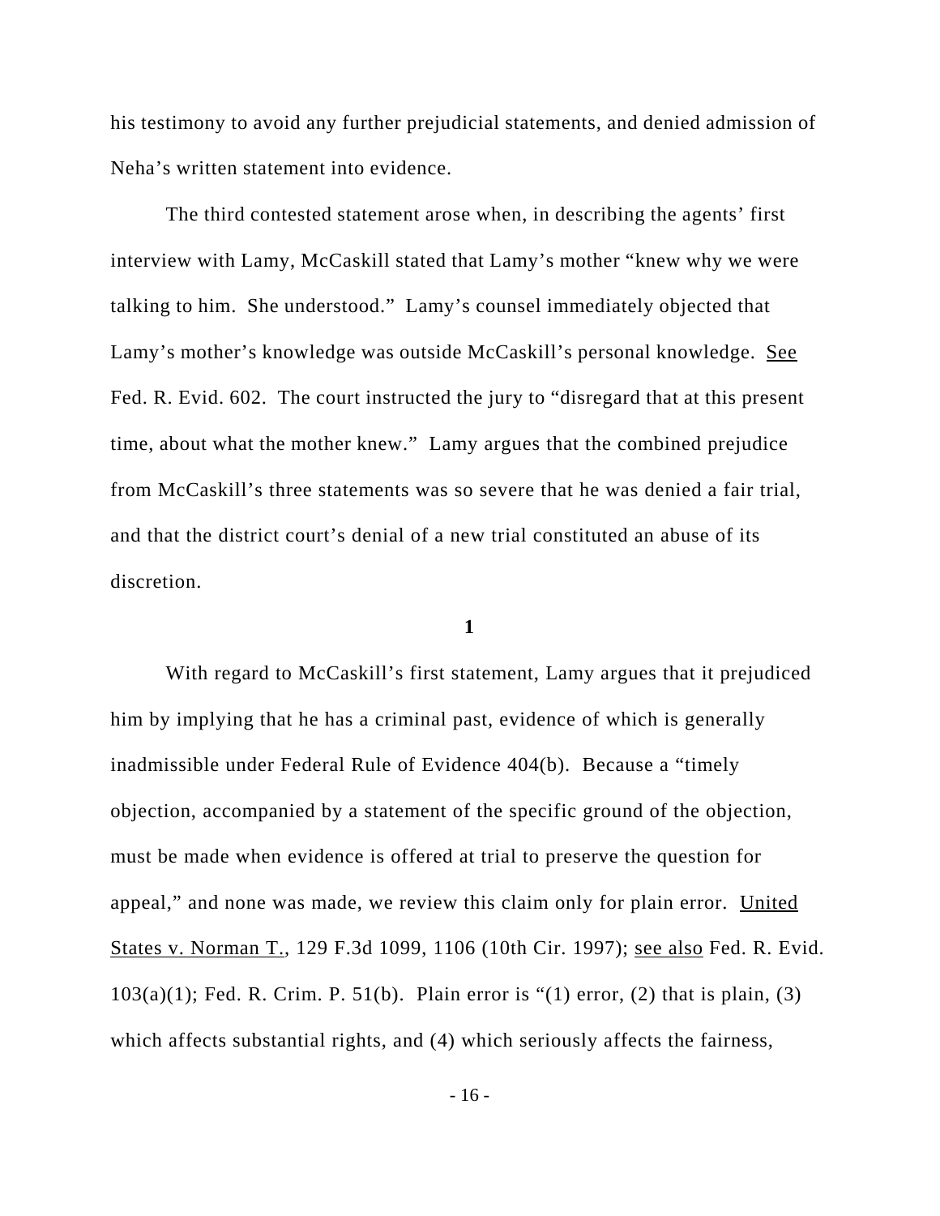his testimony to avoid any further prejudicial statements, and denied admission of Neha's written statement into evidence.

The third contested statement arose when, in describing the agents' first interview with Lamy, McCaskill stated that Lamy's mother "knew why we were talking to him. She understood." Lamy's counsel immediately objected that Lamy's mother's knowledge was outside McCaskill's personal knowledge. See Fed. R. Evid. 602. The court instructed the jury to "disregard that at this present time, about what the mother knew." Lamy argues that the combined prejudice from McCaskill's three statements was so severe that he was denied a fair trial, and that the district court's denial of a new trial constituted an abuse of its discretion.

**1**

With regard to McCaskill's first statement, Lamy argues that it prejudiced him by implying that he has a criminal past, evidence of which is generally inadmissible under Federal Rule of Evidence 404(b). Because a "timely objection, accompanied by a statement of the specific ground of the objection, must be made when evidence is offered at trial to preserve the question for appeal," and none was made, we review this claim only for plain error. United States v. Norman T., 129 F.3d 1099, 1106 (10th Cir. 1997); see also Fed. R. Evid. 103(a)(1); Fed. R. Crim. P. 51(b). Plain error is "(1) error, (2) that is plain, (3) which affects substantial rights, and (4) which seriously affects the fairness,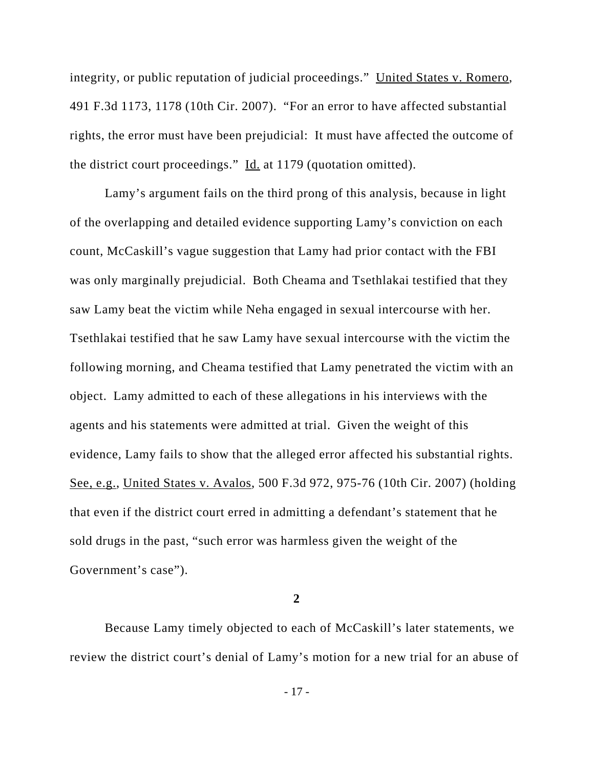integrity, or public reputation of judicial proceedings." United States v. Romero, 491 F.3d 1173, 1178 (10th Cir. 2007). "For an error to have affected substantial rights, the error must have been prejudicial: It must have affected the outcome of the district court proceedings." Id. at 1179 (quotation omitted).

Lamy's argument fails on the third prong of this analysis, because in light of the overlapping and detailed evidence supporting Lamy's conviction on each count, McCaskill's vague suggestion that Lamy had prior contact with the FBI was only marginally prejudicial. Both Cheama and Tsethlakai testified that they saw Lamy beat the victim while Neha engaged in sexual intercourse with her. Tsethlakai testified that he saw Lamy have sexual intercourse with the victim the following morning, and Cheama testified that Lamy penetrated the victim with an object. Lamy admitted to each of these allegations in his interviews with the agents and his statements were admitted at trial. Given the weight of this evidence, Lamy fails to show that the alleged error affected his substantial rights. See, e.g., United States v. Avalos, 500 F.3d 972, 975-76 (10th Cir. 2007) (holding that even if the district court erred in admitting a defendant's statement that he sold drugs in the past, "such error was harmless given the weight of the Government's case").

**2**

Because Lamy timely objected to each of McCaskill's later statements, we review the district court's denial of Lamy's motion for a new trial for an abuse of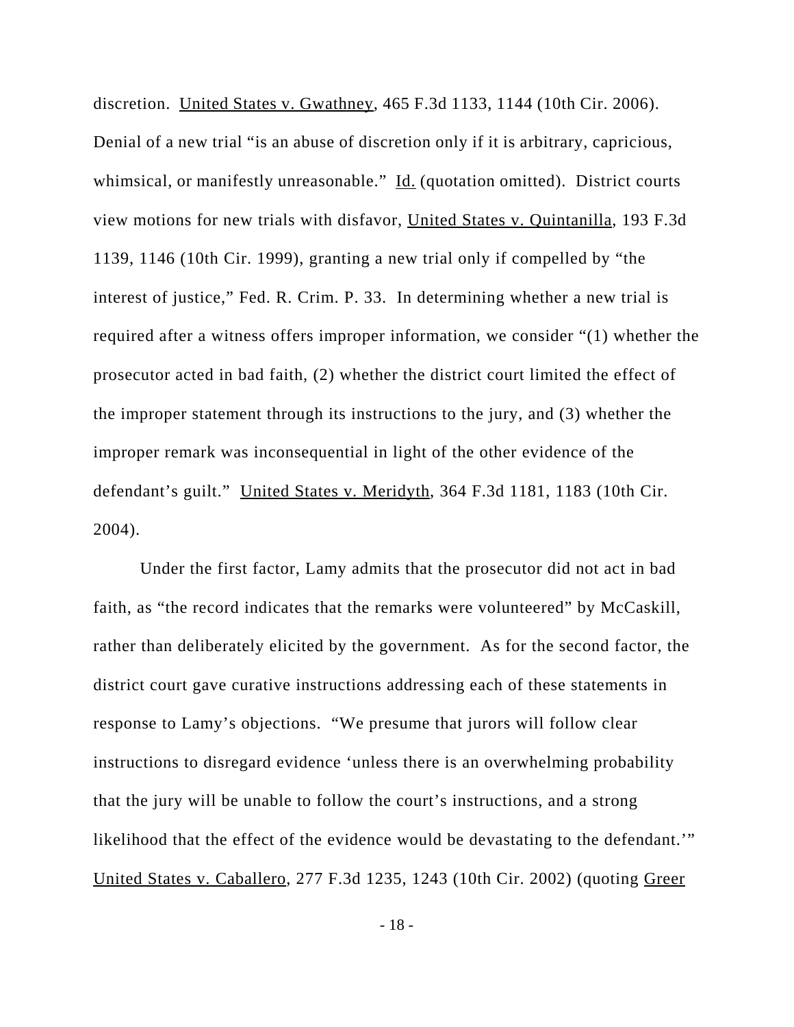discretion. United States v. Gwathney, 465 F.3d 1133, 1144 (10th Cir. 2006). Denial of a new trial "is an abuse of discretion only if it is arbitrary, capricious, whimsical, or manifestly unreasonable." Id. (quotation omitted). District courts view motions for new trials with disfavor, United States v. Quintanilla, 193 F.3d 1139, 1146 (10th Cir. 1999), granting a new trial only if compelled by "the interest of justice," Fed. R. Crim. P. 33. In determining whether a new trial is required after a witness offers improper information, we consider "(1) whether the prosecutor acted in bad faith, (2) whether the district court limited the effect of the improper statement through its instructions to the jury, and (3) whether the improper remark was inconsequential in light of the other evidence of the defendant's guilt." United States v. Meridyth, 364 F.3d 1181, 1183 (10th Cir. 2004).

Under the first factor, Lamy admits that the prosecutor did not act in bad faith, as "the record indicates that the remarks were volunteered" by McCaskill, rather than deliberately elicited by the government. As for the second factor, the district court gave curative instructions addressing each of these statements in response to Lamy's objections. "We presume that jurors will follow clear instructions to disregard evidence 'unless there is an overwhelming probability that the jury will be unable to follow the court's instructions, and a strong likelihood that the effect of the evidence would be devastating to the defendant.'" United States v. Caballero, 277 F.3d 1235, 1243 (10th Cir. 2002) (quoting Greer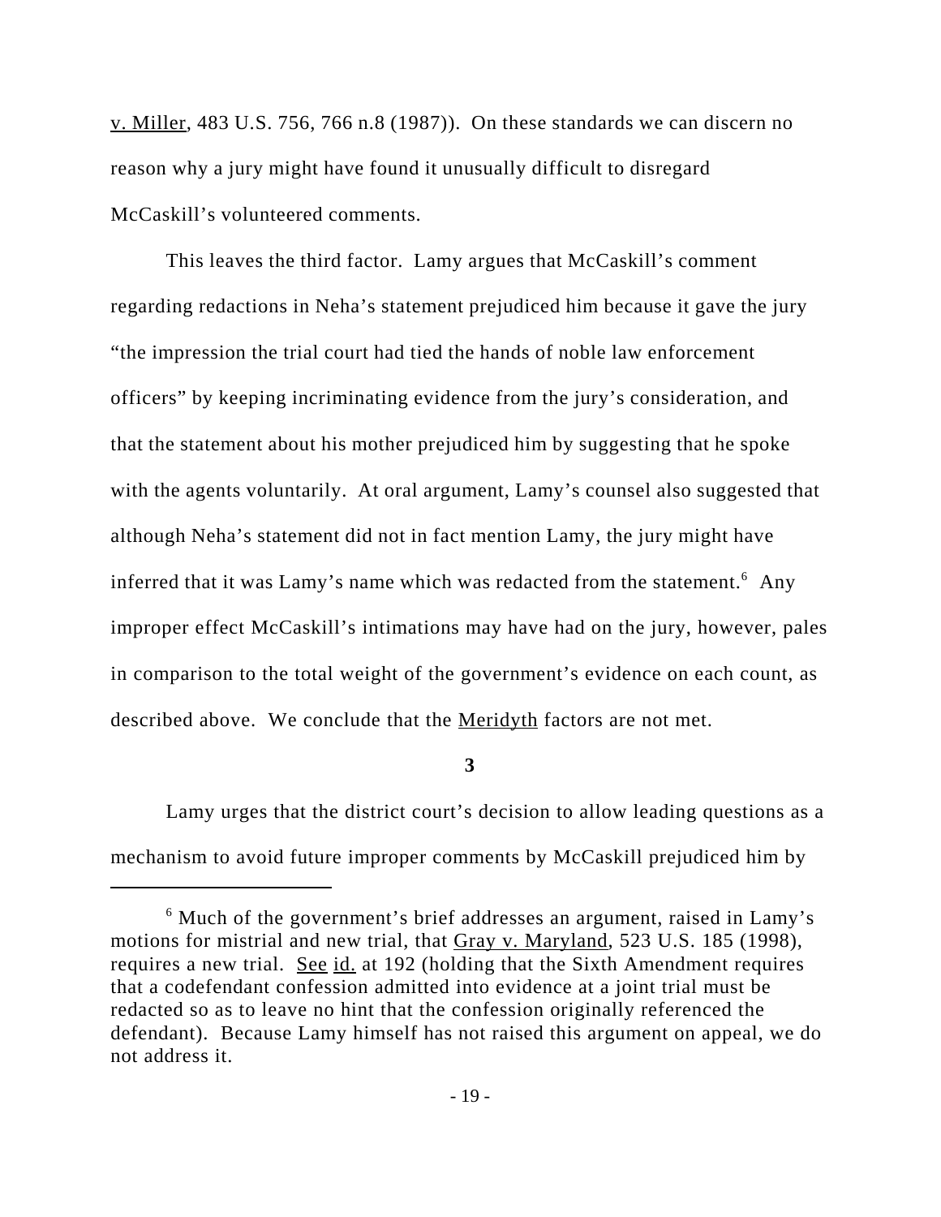v. Miller, 483 U.S. 756, 766 n.8 (1987)). On these standards we can discern no reason why a jury might have found it unusually difficult to disregard McCaskill's volunteered comments.

This leaves the third factor. Lamy argues that McCaskill's comment regarding redactions in Neha's statement prejudiced him because it gave the jury "the impression the trial court had tied the hands of noble law enforcement officers" by keeping incriminating evidence from the jury's consideration, and that the statement about his mother prejudiced him by suggesting that he spoke with the agents voluntarily. At oral argument, Lamy's counsel also suggested that although Neha's statement did not in fact mention Lamy, the jury might have inferred that it was Lamy's name which was redacted from the statement.[6] Any improper effect McCaskill's intimations may have had on the jury, however, pales in comparison to the total weight of the government's evidence on each count, as described above. We conclude that the Meridyth factors are not met.

**3**

Lamy urges that the district court's decision to allow leading questions as a mechanism to avoid future improper comments by McCaskill prejudiced him by

[6] Much of the government's brief addresses an argument, raised in Lamy's motions for mistrial and new trial, that Gray v. Maryland, 523 U.S. 185 (1998), requires a new trial. See id. at 192 (holding that the Sixth Amendment requires that a codefendant confession admitted into evidence at a joint trial must be redacted so as to leave no hint that the confession originally referenced the defendant). Because Lamy himself has not raised this argument on appeal, we do not address it.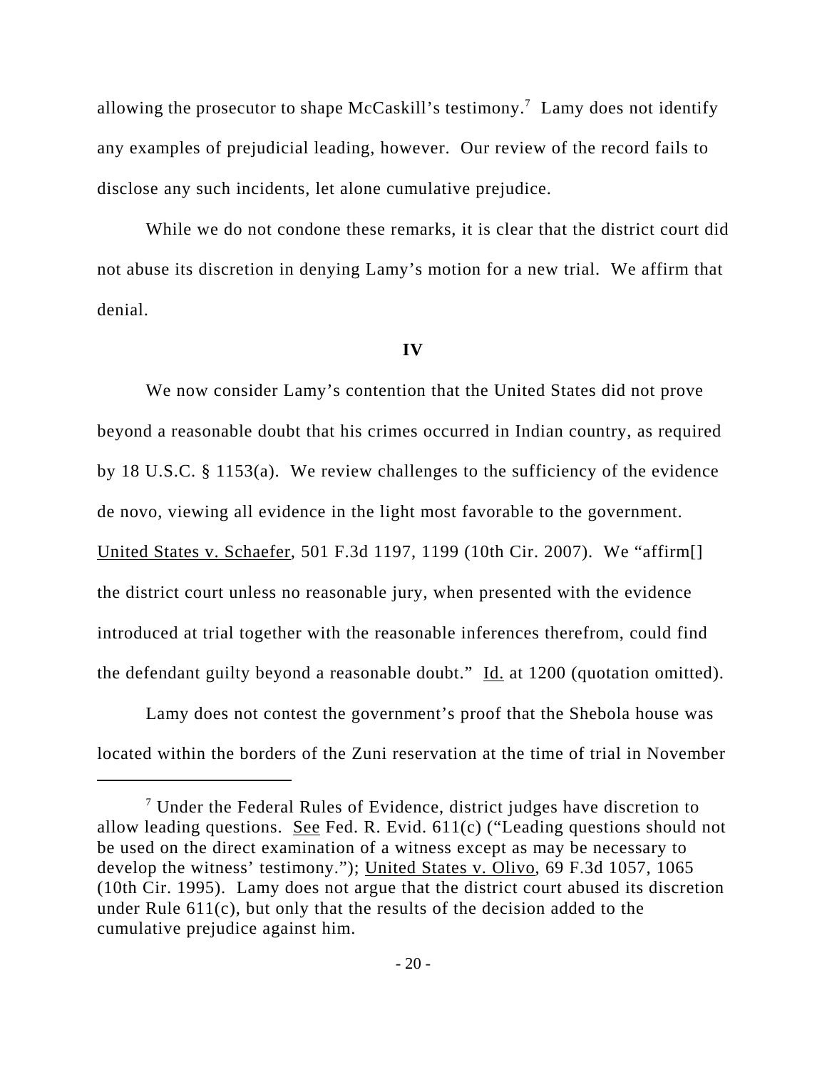allowing the prosecutor to shape McCaskill's testimony.[7] Lamy does not identify any examples of prejudicial leading, however. Our review of the record fails to disclose any such incidents, let alone cumulative prejudice.

While we do not condone these remarks, it is clear that the district court did not abuse its discretion in denying Lamy's motion for a new trial. We affirm that denial.

**IV**

We now consider Lamy's contention that the United States did not prove beyond a reasonable doubt that his crimes occurred in Indian country, as required by 18 U.S.C. § 1153(a). We review challenges to the sufficiency of the evidence de novo, viewing all evidence in the light most favorable to the government. United States v. Schaefer, 501 F.3d 1197, 1199 (10th Cir. 2007). We "affirm[] the district court unless no reasonable jury, when presented with the evidence introduced at trial together with the reasonable inferences therefrom, could find the defendant guilty beyond a reasonable doubt." Id. at 1200 (quotation omitted).

Lamy does not contest the government's proof that the Shebola house was located within the borders of the Zuni reservation at the time of trial in November

---

[7] Under the Federal Rules of Evidence, district judges have discretion to allow leading questions. See Fed. R. Evid. 611(c) ("Leading questions should not be used on the direct examination of a witness except as may be necessary to develop the witness' testimony."); United States v. Olivo, 69 F.3d 1057, 1065 (10th Cir. 1995). Lamy does not argue that the district court abused its discretion under Rule 611(c), but only that the results of the decision added to the cumulative prejudice against him.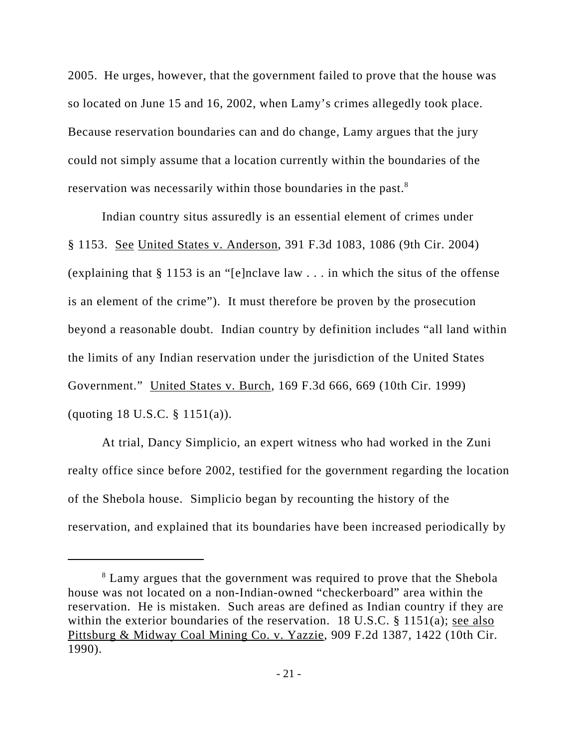2005. He urges, however, that the government failed to prove that the house was so located on June 15 and 16, 2002, when Lamy's crimes allegedly took place. Because reservation boundaries can and do change, Lamy argues that the jury could not simply assume that a location currently within the boundaries of the reservation was necessarily within those boundaries in the past.[8]

Indian country situs assuredly is an essential element of crimes under § 1153. See United States v. Anderson, 391 F.3d 1083, 1086 (9th Cir. 2004) (explaining that § 1153 is an "[e]nclave law . . . in which the situs of the offense is an element of the crime"). It must therefore be proven by the prosecution beyond a reasonable doubt. Indian country by definition includes "all land within the limits of any Indian reservation under the jurisdiction of the United States Government." United States v. Burch, 169 F.3d 666, 669 (10th Cir. 1999) (quoting 18 U.S.C. § 1151(a)).

At trial, Dancy Simplicio, an expert witness who had worked in the Zuni realty office since before 2002, testified for the government regarding the location of the Shebola house. Simplicio began by recounting the history of the reservation, and explained that its boundaries have been increased periodically by

---

[8] Lamy argues that the government was required to prove that the Shebola house was not located on a non-Indian-owned "checkerboard" area within the reservation. He is mistaken. Such areas are defined as Indian country if they are within the exterior boundaries of the reservation. 18 U.S.C. § 1151(a); see also Pittsburg & Midway Coal Mining Co. v. Yazzie, 909 F.2d 1387, 1422 (10th Cir. 1990).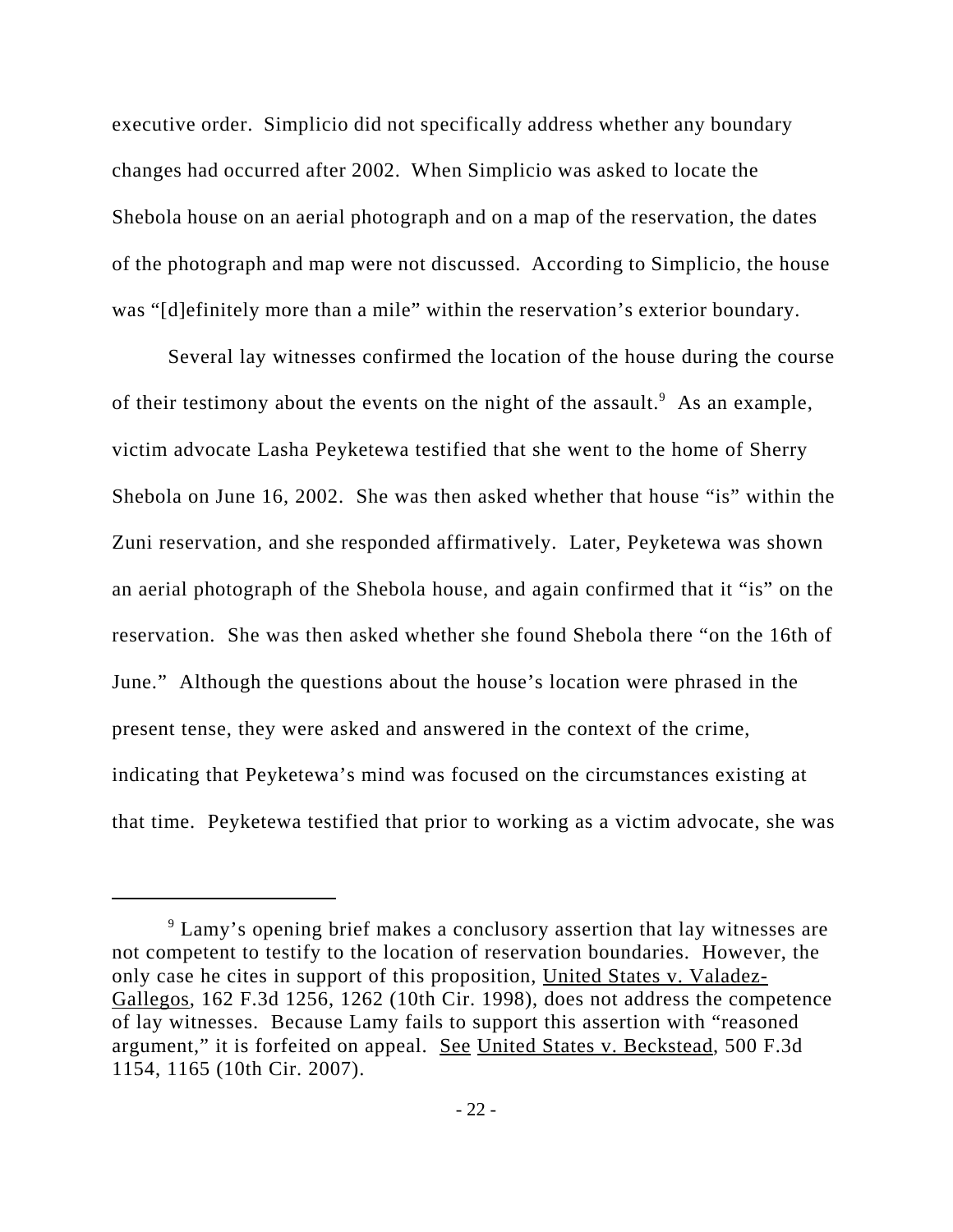executive order. Simplicio did not specifically address whether any boundary changes had occurred after 2002. When Simplicio was asked to locate the Shebola house on an aerial photograph and on a map of the reservation, the dates of the photograph and map were not discussed. According to Simplicio, the house was "[d]efinitely more than a mile" within the reservation's exterior boundary.

Several lay witnesses confirmed the location of the house during the course of their testimony about the events on the night of the assault.[9] As an example, victim advocate Lasha Peyketewa testified that she went to the home of Sherry Shebola on June 16, 2002. She was then asked whether that house "is" within the Zuni reservation, and she responded affirmatively. Later, Peyketewa was shown an aerial photograph of the Shebola house, and again confirmed that it "is" on the reservation. She was then asked whether she found Shebola there "on the 16th of June." Although the questions about the house's location were phrased in the present tense, they were asked and answered in the context of the crime, indicating that Peyketewa's mind was focused on the circumstances existing at that time. Peyketewa testified that prior to working as a victim advocate, she was

---

[9] Lamy's opening brief makes a conclusory assertion that lay witnesses are not competent to testify to the location of reservation boundaries. However, the only case he cites in support of this proposition, United States v. Valadez-Gallegos, 162 F.3d 1256, 1262 (10th Cir. 1998), does not address the competence of lay witnesses. Because Lamy fails to support this assertion with "reasoned argument," it is forfeited on appeal. See United States v. Beckstead, 500 F.3d 1154, 1165 (10th Cir. 2007).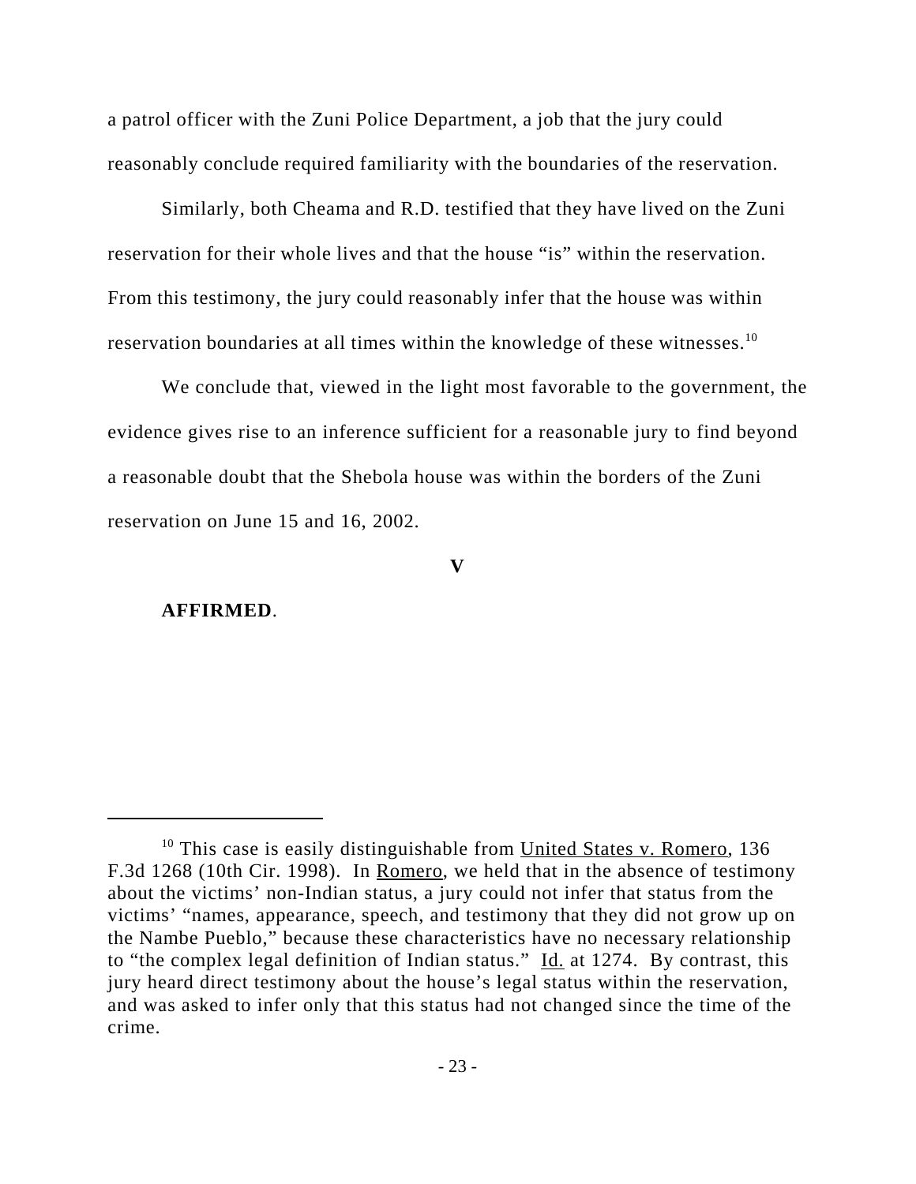a patrol officer with the Zuni Police Department, a job that the jury could reasonably conclude required familiarity with the boundaries of the reservation.

Similarly, both Cheama and R.D. testified that they have lived on the Zuni reservation for their whole lives and that the house "is" within the reservation. From this testimony, the jury could reasonably infer that the house was within reservation boundaries at all times within the knowledge of these witnesses.[10]

We conclude that, viewed in the light most favorable to the government, the evidence gives rise to an inference sufficient for a reasonable jury to find beyond a reasonable doubt that the Shebola house was within the borders of the Zuni reservation on June 15 and 16, 2002.

**V**

**AFFIRMED**.

---

[10] This case is easily distinguishable from United States v. Romero, 136 F.3d 1268 (10th Cir. 1998). In Romero, we held that in the absence of testimony about the victims' non-Indian status, a jury could not infer that status from the victims' "names, appearance, speech, and testimony that they did not grow up on the Nambe Pueblo," because these characteristics have no necessary relationship to "the complex legal definition of Indian status." Id. at 1274. By contrast, this jury heard direct testimony about the house's legal status within the reservation, and was asked to infer only that this status had not changed since the time of the crime.